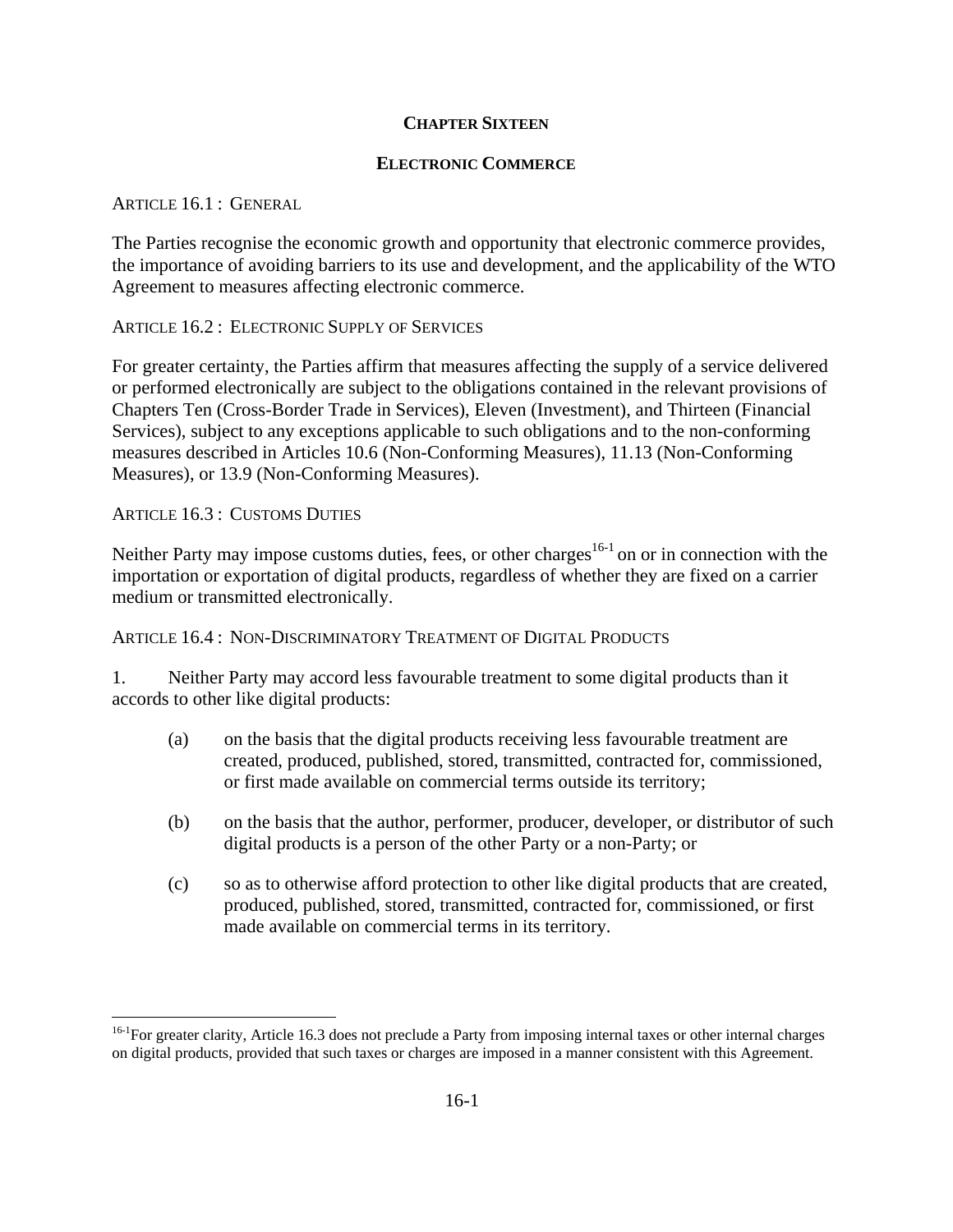# CHAPTER SIXTEEN

## ELECTRONIC COMMERCE

ARTICLE 16.1 : GENERAL

The Parties recognise the economic growth and opportunity that electronic commerce provides, the importance of avoiding barriers to its use and development, and the applicability of the WTO Agreement to measures affecting electronic commerce.

ARTICLE 16.2 : ELECTRONIC SUPPLY OF SERVICES

For greater certainty, the Parties affirm that measures affecting the supply of a service delivered or performed electronically are subject to the obligations contained in the relevant provisions of Chapters Ten (Cross-Border Trade in Services), Eleven (Investment), and Thirteen (Financial Services), subject to any exceptions applicable to such obligations and to the non-conforming measures described in Articles 10.6 (Non-Conforming Measures), 11.13 (Non-Conforming Measures), or 13.9 (Non-Conforming Measures).

ARTICLE 16.3 : CUSTOMS DUTIES

Neither Party may impose customs duties, fees, or other charges[16-1] on or in connection with the importation or exportation of digital products, regardless of whether they are fixed on a carrier medium or transmitted electronically.

ARTICLE 16.4 : NON-DISCRIMINATORY TREATMENT OF DIGITAL PRODUCTS

1. Neither Party may accord less favourable treatment to some digital products than it accords to other like digital products:

(a) on the basis that the digital products receiving less favourable treatment are created, produced, published, stored, transmitted, contracted for, commissioned, or first made available on commercial terms outside its territory;

(b) on the basis that the author, performer, producer, developer, or distributor of such digital products is a person of the other Party or a non-Party; or

(c) so as to otherwise afford protection to other like digital products that are created, produced, published, stored, transmitted, contracted for, commissioned, or first made available on commercial terms in its territory.

---

[16-1] For greater clarity, Article 16.3 does not preclude a Party from imposing internal taxes or other internal charges on digital products, provided that such taxes or charges are imposed in a manner consistent with this Agreement.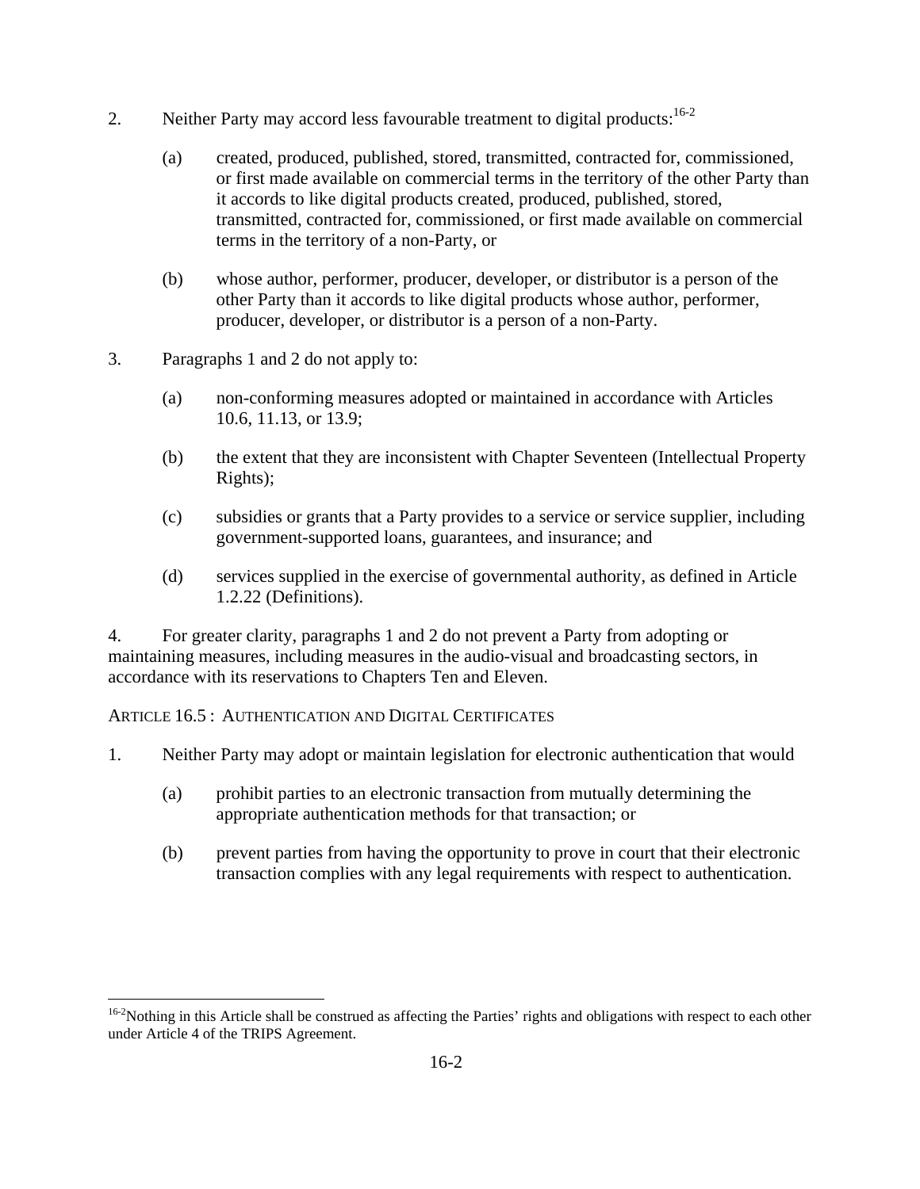2. Neither Party may accord less favourable treatment to digital products:[16-2]

   (a) created, produced, published, stored, transmitted, contracted for, commissioned, or first made available on commercial terms in the territory of the other Party than it accords to like digital products created, produced, published, stored, transmitted, contracted for, commissioned, or first made available on commercial terms in the territory of a non-Party, or

   (b) whose author, performer, producer, developer, or distributor is a person of the other Party than it accords to like digital products whose author, performer, producer, developer, or distributor is a person of a non-Party.

3. Paragraphs 1 and 2 do not apply to:

   (a) non-conforming measures adopted or maintained in accordance with Articles 10.6, 11.13, or 13.9;

   (b) the extent that they are inconsistent with Chapter Seventeen (Intellectual Property Rights);

   (c) subsidies or grants that a Party provides to a service or service supplier, including government-supported loans, guarantees, and insurance; and

   (d) services supplied in the exercise of governmental authority, as defined in Article 1.2.22 (Definitions).

4. For greater clarity, paragraphs 1 and 2 do not prevent a Party from adopting or maintaining measures, including measures in the audio-visual and broadcasting sectors, in accordance with its reservations to Chapters Ten and Eleven.

ARTICLE 16.5 : AUTHENTICATION AND DIGITAL CERTIFICATES

1. Neither Party may adopt or maintain legislation for electronic authentication that would

   (a) prohibit parties to an electronic transaction from mutually determining the appropriate authentication methods for that transaction; or

   (b) prevent parties from having the opportunity to prove in court that their electronic transaction complies with any legal requirements with respect to authentication.

---

[16-2] Nothing in this Article shall be construed as affecting the Parties' rights and obligations with respect to each other under Article 4 of the TRIPS Agreement.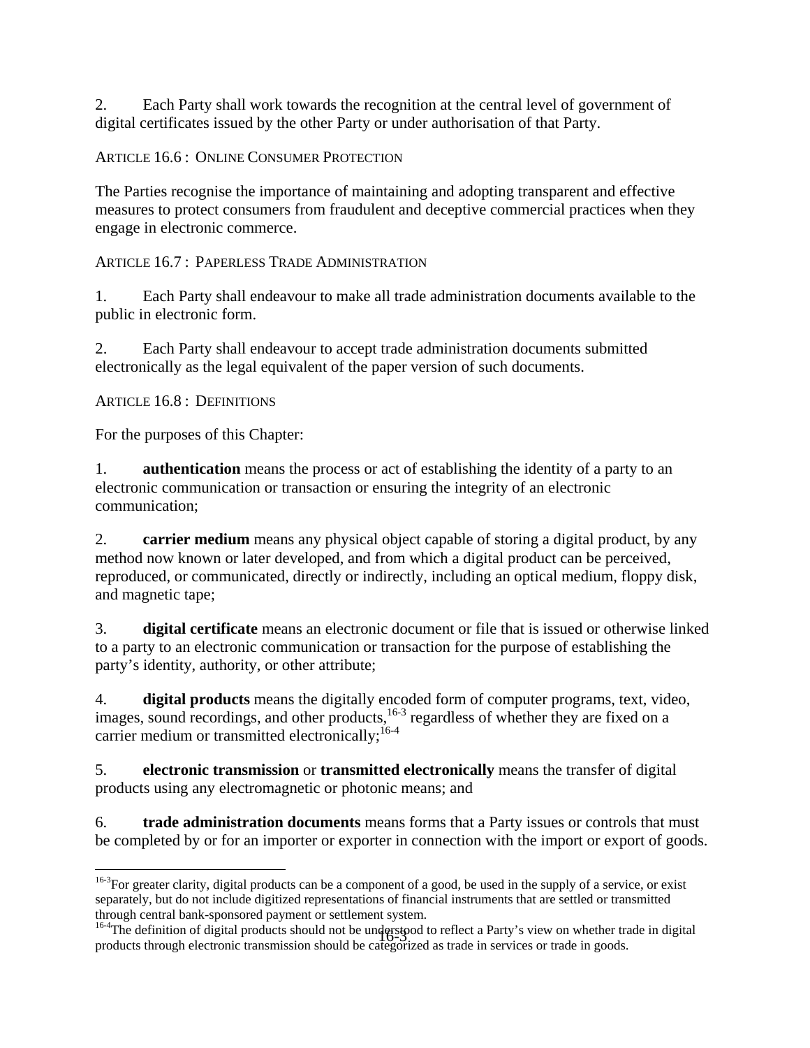2. Each Party shall work towards the recognition at the central level of government of digital certificates issued by the other Party or under authorisation of that Party.

ARTICLE 16.6 : ONLINE CONSUMER PROTECTION

The Parties recognise the importance of maintaining and adopting transparent and effective measures to protect consumers from fraudulent and deceptive commercial practices when they engage in electronic commerce.

ARTICLE 16.7 : PAPERLESS TRADE ADMINISTRATION

1. Each Party shall endeavour to make all trade administration documents available to the public in electronic form.

2. Each Party shall endeavour to accept trade administration documents submitted electronically as the legal equivalent of the paper version of such documents.

ARTICLE 16.8 : DEFINITIONS

For the purposes of this Chapter:

1. **authentication** means the process or act of establishing the identity of a party to an electronic communication or transaction or ensuring the integrity of an electronic communication;

2. **carrier medium** means any physical object capable of storing a digital product, by any method now known or later developed, and from which a digital product can be perceived, reproduced, or communicated, directly or indirectly, including an optical medium, floppy disk, and magnetic tape;

3. **digital certificate** means an electronic document or file that is issued or otherwise linked to a party to an electronic communication or transaction for the purpose of establishing the party's identity, authority, or other attribute;

4. **digital products** means the digitally encoded form of computer programs, text, video, images, sound recordings, and other products,[16-3] regardless of whether they are fixed on a carrier medium or transmitted electronically;[16-4]

5. **electronic transmission** or **transmitted electronically** means the transfer of digital products using any electromagnetic or photonic means; and

6. **trade administration documents** means forms that a Party issues or controls that must be completed by or for an importer or exporter in connection with the import or export of goods.

---

[16-3] For greater clarity, digital products can be a component of a good, be used in the supply of a service, or exist separately, but do not include digitized representations of financial instruments that are settled or transmitted through central bank-sponsored payment or settlement system.

[16-4] The definition of digital products should not be understood to reflect a Party's view on whether trade in digital products through electronic transmission should be categorized as trade in services or trade in goods.